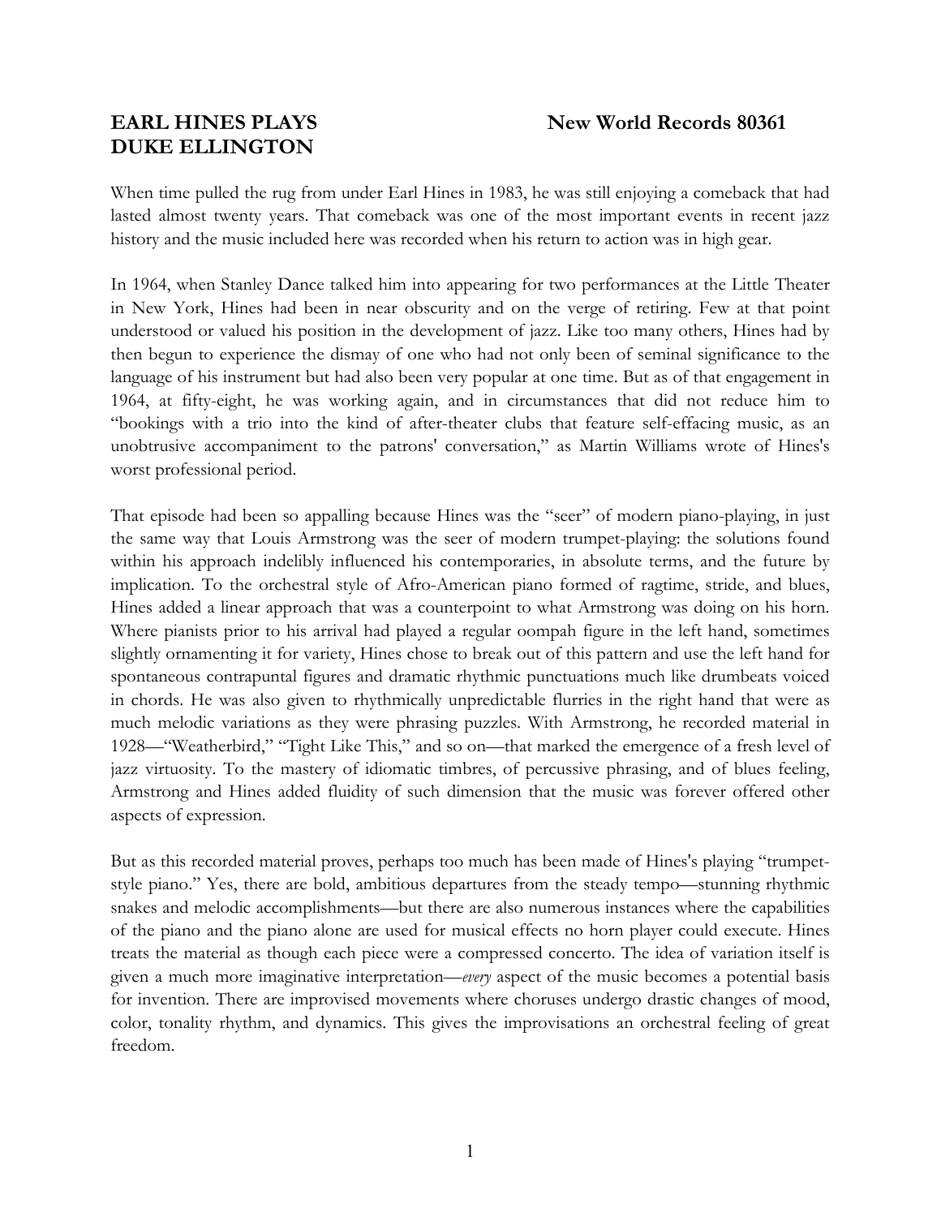# EARL HINES PLAYS DUKE ELLINGTON

**New World Records 80361**

When time pulled the rug from under Earl Hines in 1983, he was still enjoying a comeback that had lasted almost twenty years. That comeback was one of the most important events in recent jazz history and the music included here was recorded when his return to action was in high gear.

In 1964, when Stanley Dance talked him into appearing for two performances at the Little Theater in New York, Hines had been in near obscurity and on the verge of retiring. Few at that point understood or valued his position in the development of jazz. Like too many others, Hines had by then begun to experience the dismay of one who had not only been of seminal significance to the language of his instrument but had also been very popular at one time. But as of that engagement in 1964, at fifty-eight, he was working again, and in circumstances that did not reduce him to "bookings with a trio into the kind of after-theater clubs that feature self-effacing music, as an unobtrusive accompaniment to the patrons' conversation," as Martin Williams wrote of Hines's worst professional period.

That episode had been so appalling because Hines was the "seer" of modern piano-playing, in just the same way that Louis Armstrong was the seer of modern trumpet-playing: the solutions found within his approach indelibly influenced his contemporaries, in absolute terms, and the future by implication. To the orchestral style of Afro-American piano formed of ragtime, stride, and blues, Hines added a linear approach that was a counterpoint to what Armstrong was doing on his horn. Where pianists prior to his arrival had played a regular oompah figure in the left hand, sometimes slightly ornamenting it for variety, Hines chose to break out of this pattern and use the left hand for spontaneous contrapuntal figures and dramatic rhythmic punctuations much like drumbeats voiced in chords. He was also given to rhythmically unpredictable flurries in the right hand that were as much melodic variations as they were phrasing puzzles. With Armstrong, he recorded material in 1928—"Weatherbird," "Tight Like This," and so on—that marked the emergence of a fresh level of jazz virtuosity. To the mastery of idiomatic timbres, of percussive phrasing, and of blues feeling, Armstrong and Hines added fluidity of such dimension that the music was forever offered other aspects of expression.

But as this recorded material proves, perhaps too much has been made of Hines's playing "trumpet-style piano." Yes, there are bold, ambitious departures from the steady tempo—stunning rhythmic snakes and melodic accomplishments—but there are also numerous instances where the capabilities of the piano and the piano alone are used for musical effects no horn player could execute. Hines treats the material as though each piece were a compressed concerto. The idea of variation itself is given a much more imaginative interpretation—*every* aspect of the music becomes a potential basis for invention. There are improvised movements where choruses undergo drastic changes of mood, color, tonality rhythm, and dynamics. This gives the improvisations an orchestral feeling of great freedom.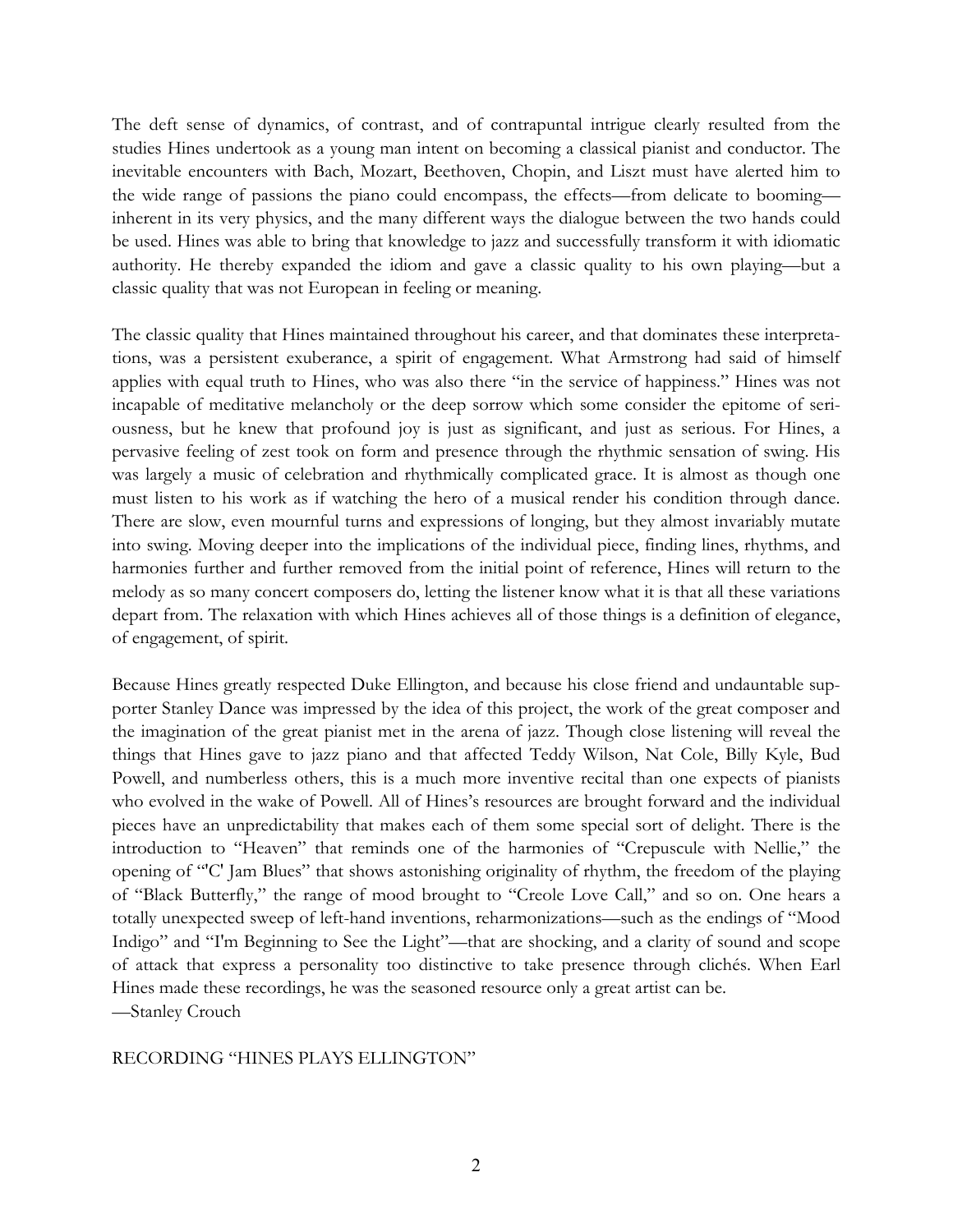The deft sense of dynamics, of contrast, and of contrapuntal intrigue clearly resulted from the studies Hines undertook as a young man intent on becoming a classical pianist and conductor. The inevitable encounters with Bach, Mozart, Beethoven, Chopin, and Liszt must have alerted him to the wide range of passions the piano could encompass, the effects—from delicate to booming—inherent in its very physics, and the many different ways the dialogue between the two hands could be used. Hines was able to bring that knowledge to jazz and successfully transform it with idiomatic authority. He thereby expanded the idiom and gave a classic quality to his own playing—but a classic quality that was not European in feeling or meaning.

The classic quality that Hines maintained throughout his career, and that dominates these interpretations, was a persistent exuberance, a spirit of engagement. What Armstrong had said of himself applies with equal truth to Hines, who was also there "in the service of happiness." Hines was not incapable of meditative melancholy or the deep sorrow which some consider the epitome of seriousness, but he knew that profound joy is just as significant, and just as serious. For Hines, a pervasive feeling of zest took on form and presence through the rhythmic sensation of swing. His was largely a music of celebration and rhythmically complicated grace. It is almost as though one must listen to his work as if watching the hero of a musical render his condition through dance. There are slow, even mournful turns and expressions of longing, but they almost invariably mutate into swing. Moving deeper into the implications of the individual piece, finding lines, rhythms, and harmonies further and further removed from the initial point of reference, Hines will return to the melody as so many concert composers do, letting the listener know what it is that all these variations depart from. The relaxation with which Hines achieves all of those things is a definition of elegance, of engagement, of spirit.

Because Hines greatly respected Duke Ellington, and because his close friend and undauntable supporter Stanley Dance was impressed by the idea of this project, the work of the great composer and the imagination of the great pianist met in the arena of jazz. Though close listening will reveal the things that Hines gave to jazz piano and that affected Teddy Wilson, Nat Cole, Billy Kyle, Bud Powell, and numberless others, this is a much more inventive recital than one expects of pianists who evolved in the wake of Powell. All of Hines's resources are brought forward and the individual pieces have an unpredictability that makes each of them some special sort of delight. There is the introduction to "Heaven" that reminds one of the harmonies of "Crepuscule with Nellie," the opening of "'C' Jam Blues" that shows astonishing originality of rhythm, the freedom of the playing of "Black Butterfly," the range of mood brought to "Creole Love Call," and so on. One hears a totally unexpected sweep of left-hand inventions, reharmonizations—such as the endings of "Mood Indigo" and "I'm Beginning to See the Light"—that are shocking, and a clarity of sound and scope of attack that express a personality too distinctive to take presence through clichés. When Earl Hines made these recordings, he was the seasoned resource only a great artist can be.
—Stanley Crouch

## RECORDING "HINES PLAYS ELLINGTON"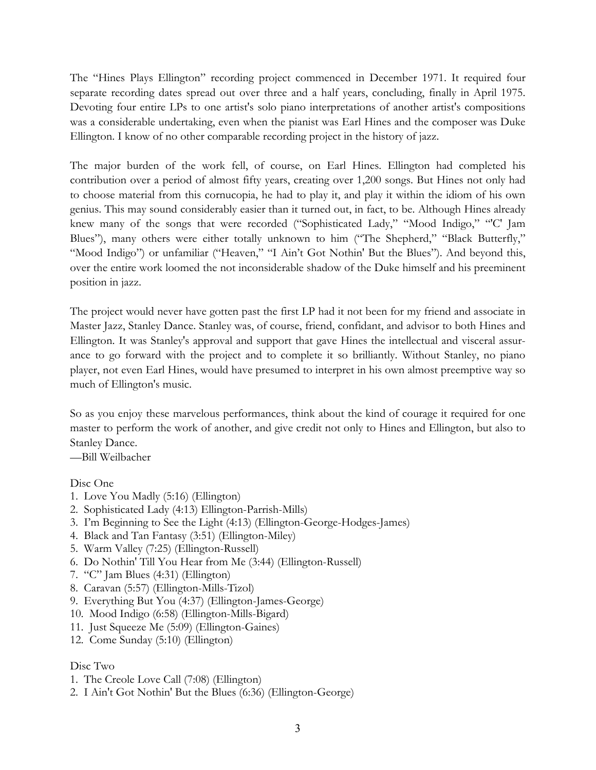The "Hines Plays Ellington" recording project commenced in December 1971. It required four separate recording dates spread out over three and a half years, concluding, finally in April 1975. Devoting four entire LPs to one artist's solo piano interpretations of another artist's compositions was a considerable undertaking, even when the pianist was Earl Hines and the composer was Duke Ellington. I know of no other comparable recording project in the history of jazz.

The major burden of the work fell, of course, on Earl Hines. Ellington had completed his contribution over a period of almost fifty years, creating over 1,200 songs. But Hines not only had to choose material from this cornucopia, he had to play it, and play it within the idiom of his own genius. This may sound considerably easier than it turned out, in fact, to be. Although Hines already knew many of the songs that were recorded ("Sophisticated Lady," "Mood Indigo," "'C' Jam Blues"), many others were either totally unknown to him ("The Shepherd," "Black Butterfly," "Mood Indigo") or unfamiliar ("Heaven," "I Ain't Got Nothin' But the Blues"). And beyond this, over the entire work loomed the not inconsiderable shadow of the Duke himself and his preeminent position in jazz.

The project would never have gotten past the first LP had it not been for my friend and associate in Master Jazz, Stanley Dance. Stanley was, of course, friend, confidant, and advisor to both Hines and Ellington. It was Stanley's approval and support that gave Hines the intellectual and visceral assurance to go forward with the project and to complete it so brilliantly. Without Stanley, no piano player, not even Earl Hines, would have presumed to interpret in his own almost preemptive way so much of Ellington's music.

So as you enjoy these marvelous performances, think about the kind of courage it required for one master to perform the work of another, and give credit not only to Hines and Ellington, but also to Stanley Dance.

—Bill Weilbacher

Disc One

1. Love You Madly (5:16) (Ellington)
2. Sophisticated Lady (4:13) Ellington-Parrish-Mills)
3. I'm Beginning to See the Light (4:13) (Ellington-George-Hodges-James)
4. Black and Tan Fantasy (3:51) (Ellington-Miley)
5. Warm Valley (7:25) (Ellington-Russell)
6. Do Nothin' Till You Hear from Me (3:44) (Ellington-Russell)
7. "C" Jam Blues (4:31) (Ellington)
8. Caravan (5:57) (Ellington-Mills-Tizol)
9. Everything But You (4:37) (Ellington-James-George)
10. Mood Indigo (6:58) (Ellington-Mills-Bigard)
11. Just Squeeze Me (5:09) (Ellington-Gaines)
12. Come Sunday (5:10) (Ellington)

Disc Two

1. The Creole Love Call (7:08) (Ellington)
2. I Ain't Got Nothin' But the Blues (6:36) (Ellington-George)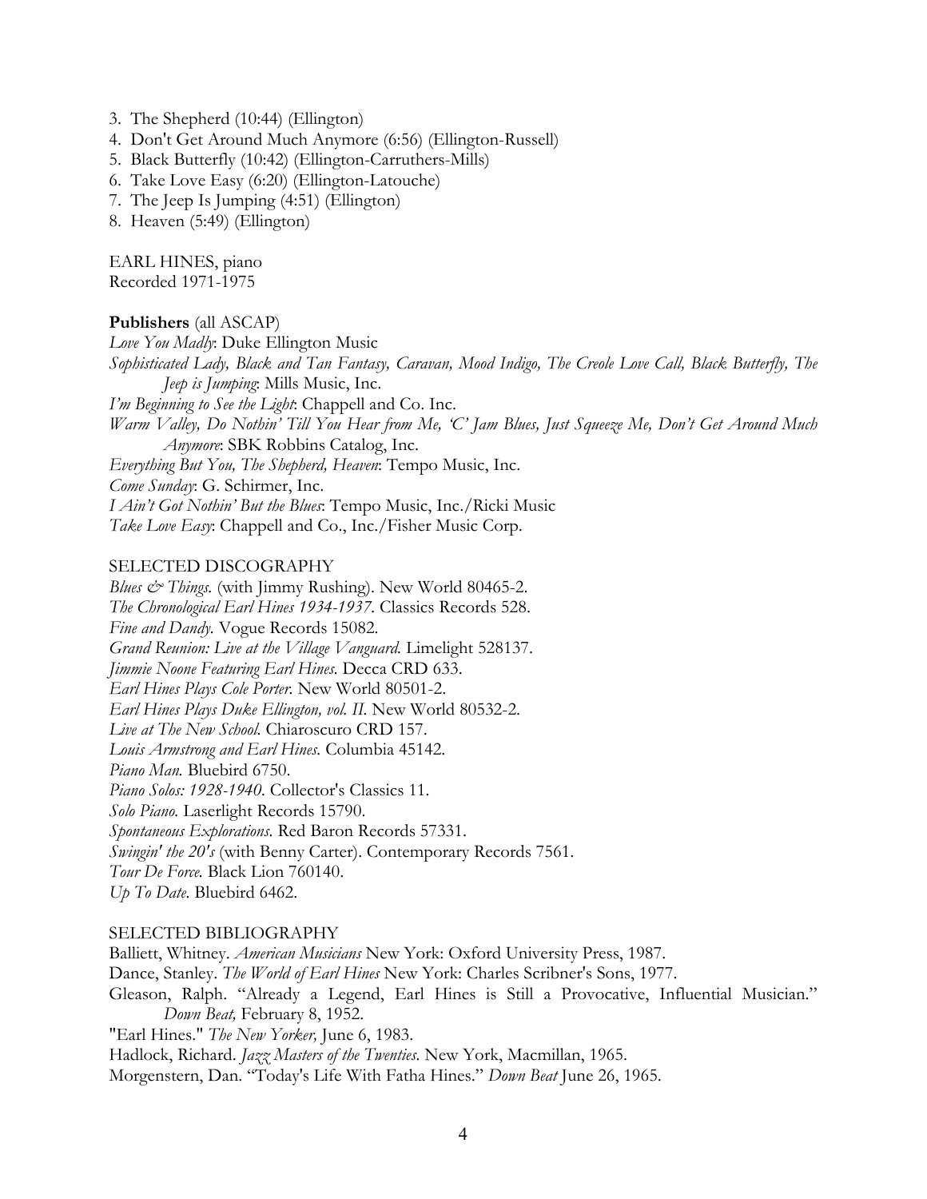3. The Shepherd (10:44) (Ellington)
4. Don't Get Around Much Anymore (6:56) (Ellington-Russell)
5. Black Butterfly (10:42) (Ellington-Carruthers-Mills)
6. Take Love Easy (6:20) (Ellington-Latouche)
7. The Jeep Is Jumping (4:51) (Ellington)
8. Heaven (5:49) (Ellington)

EARL HINES, piano
Recorded 1971-1975

**Publishers** (all ASCAP)
*Love You Madly*: Duke Ellington Music
*Sophisticated Lady, Black and Tan Fantasy, Caravan, Mood Indigo, The Creole Love Call, Black Butterfly, The Jeep is Jumping*: Mills Music, Inc.
*I'm Beginning to See the Light*: Chappell and Co. Inc.
*Warm Valley, Do Nothin' Till You Hear from Me, 'C' Jam Blues, Just Squeeze Me, Don't Get Around Much Anymore*: SBK Robbins Catalog, Inc.
*Everything But You, The Shepherd, Heaven*: Tempo Music, Inc.
*Come Sunday*: G. Schirmer, Inc.
*I Ain't Got Nothin' But the Blues*: Tempo Music, Inc./Ricki Music
*Take Love Easy*: Chappell and Co., Inc./Fisher Music Corp.

SELECTED DISCOGRAPHY
*Blues & Things.* (with Jimmy Rushing). New World 80465-2.
*The Chronological Earl Hines 1934-1937.* Classics Records 528.
*Fine and Dandy.* Vogue Records 15082.
*Grand Reunion: Live at the Village Vanguard.* Limelight 528137.
*Jimmie Noone Featuring Earl Hines.* Decca CRD 633.
*Earl Hines Plays Cole Porter.* New World 80501-2.
*Earl Hines Plays Duke Ellington, vol. II.* New World 80532-2.
*Live at The New School.* Chiaroscuro CRD 157.
*Louis Armstrong and Earl Hines.* Columbia 45142.
*Piano Man.* Bluebird 6750.
*Piano Solos: 1928-1940.* Collector's Classics 11.
*Solo Piano.* Laserlight Records 15790.
*Spontaneous Explorations.* Red Baron Records 57331.
*Swingin' the 20's* (with Benny Carter). Contemporary Records 7561.
*Tour De Force.* Black Lion 760140.
*Up To Date.* Bluebird 6462.

SELECTED BIBLIOGRAPHY
Balliett, Whitney. *American Musicians* New York: Oxford University Press, 1987.
Dance, Stanley. *The World of Earl Hines* New York: Charles Scribner's Sons, 1977.
Gleason, Ralph. "Already a Legend, Earl Hines is Still a Provocative, Influential Musician." *Down Beat,* February 8, 1952.
"Earl Hines." *The New Yorker,* June 6, 1983.
Hadlock, Richard. *Jazz Masters of the Twenties.* New York, Macmillan, 1965.
Morgenstern, Dan. "Today's Life With Fatha Hines." *Down Beat* June 26, 1965.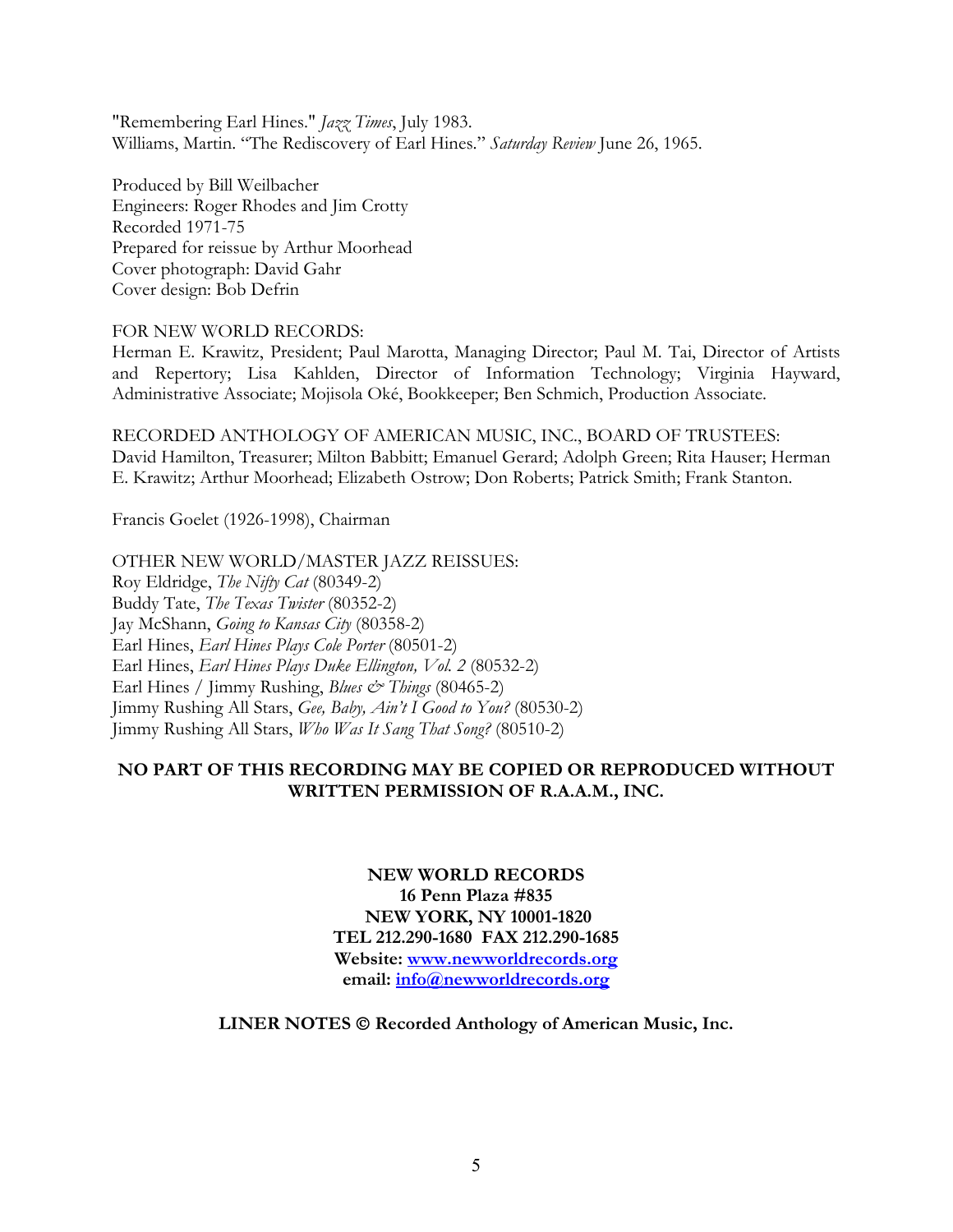"Remembering Earl Hines." *Jazz Times*, July 1983.
Williams, Martin. "The Rediscovery of Earl Hines." *Saturday Review* June 26, 1965.

Produced by Bill Weilbacher
Engineers: Roger Rhodes and Jim Crotty
Recorded 1971-75
Prepared for reissue by Arthur Moorhead
Cover photograph: David Gahr
Cover design: Bob Defrin

FOR NEW WORLD RECORDS:
Herman E. Krawitz, President; Paul Marotta, Managing Director; Paul M. Tai, Director of Artists and Repertory; Lisa Kahlden, Director of Information Technology; Virginia Hayward, Administrative Associate; Mojisola Oké, Bookkeeper; Ben Schmich, Production Associate.

RECORDED ANTHOLOGY OF AMERICAN MUSIC, INC., BOARD OF TRUSTEES:
David Hamilton, Treasurer; Milton Babbitt; Emanuel Gerard; Adolph Green; Rita Hauser; Herman E. Krawitz; Arthur Moorhead; Elizabeth Ostrow; Don Roberts; Patrick Smith; Frank Stanton.

Francis Goelet (1926-1998), Chairman

OTHER NEW WORLD/MASTER JAZZ REISSUES:
Roy Eldridge, *The Nifty Cat* (80349-2)
Buddy Tate, *The Texas Twister* (80352-2)
Jay McShann, *Going to Kansas City* (80358-2)
Earl Hines, *Earl Hines Plays Cole Porter* (80501-2)
Earl Hines, *Earl Hines Plays Duke Ellington, Vol. 2* (80532-2)
Earl Hines / Jimmy Rushing, *Blues & Things* (80465-2)
Jimmy Rushing All Stars, *Gee, Baby, Ain't I Good to You?* (80530-2)
Jimmy Rushing All Stars, *Who Was It Sang That Song?* (80510-2)

**NO PART OF THIS RECORDING MAY BE COPIED OR REPRODUCED WITHOUT WRITTEN PERMISSION OF R.A.A.M., INC.**

**NEW WORLD RECORDS**
**16 Penn Plaza #835**
**NEW YORK, NY 10001-1820**
**TEL 212.290-1680 FAX 212.290-1685**
**Website: www.newworldrecords.org**
**email: info@newworldrecords.org**

**LINER NOTES © Recorded Anthology of American Music, Inc.**